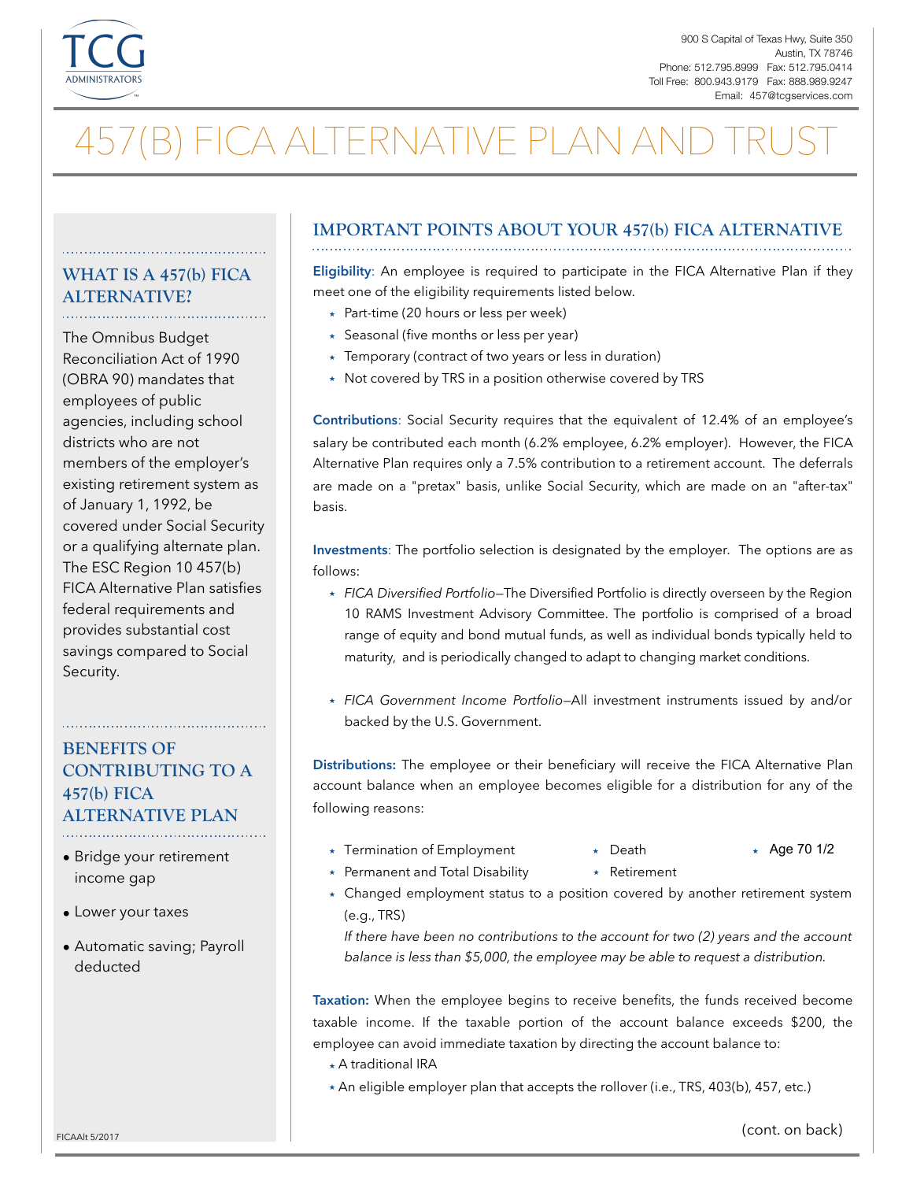TCG ADMINISTRATORS

900 S Capital of Texas Hwy, Suite 350
Austin, TX 78746
Phone: 512.795.8999 Fax: 512.795.0414
Toll Free: 800.943.9179 Fax: 888.989.9247
Email: 457@tcgservices.com

# 457(B) FICA ALTERNATIVE PLAN AND TRUST

## WHAT IS A 457(b) FICA ALTERNATIVE?

The Omnibus Budget Reconciliation Act of 1990 (OBRA 90) mandates that employees of public agencies, including school districts who are not members of the employer's existing retirement system as of January 1, 1992, be covered under Social Security or a qualifying alternate plan. The ESC Region 10 457(b) FICA Alternative Plan satisfies federal requirements and provides substantial cost savings compared to Social Security.

## BENEFITS OF CONTRIBUTING TO A 457(b) FICA ALTERNATIVE PLAN

- Bridge your retirement income gap
- Lower your taxes
- Automatic saving; Payroll deducted

## IMPORTANT POINTS ABOUT YOUR 457(b) FICA ALTERNATIVE

**Eligibility**: An employee is required to participate in the FICA Alternative Plan if they meet one of the eligibility requirements listed below.

- Part-time (20 hours or less per week)
- Seasonal (five months or less per year)
- Temporary (contract of two years or less in duration)
- Not covered by TRS in a position otherwise covered by TRS

**Contributions**: Social Security requires that the equivalent of 12.4% of an employee's salary be contributed each month (6.2% employee, 6.2% employer). However, the FICA Alternative Plan requires only a 7.5% contribution to a retirement account. The deferrals are made on a "pretax" basis, unlike Social Security, which are made on an "after-tax" basis.

**Investments**: The portfolio selection is designated by the employer. The options are as follows:

- *FICA Diversified Portfolio*—The Diversified Portfolio is directly overseen by the Region 10 RAMS Investment Advisory Committee. The portfolio is comprised of a broad range of equity and bond mutual funds, as well as individual bonds typically held to maturity, and is periodically changed to adapt to changing market conditions.

- *FICA Government Income Portfolio*—All investment instruments issued by and/or backed by the U.S. Government.

**Distributions:** The employee or their beneficiary will receive the FICA Alternative Plan account balance when an employee becomes eligible for a distribution for any of the following reasons:

- Termination of Employment
- Death
- Age 70 1/2
- Permanent and Total Disability
- Retirement
- Changed employment status to a position covered by another retirement system (e.g., TRS)

  *If there have been no contributions to the account for two (2) years and the account balance is less than $5,000, the employee may be able to request a distribution.*

**Taxation:** When the employee begins to receive benefits, the funds received become taxable income. If the taxable portion of the account balance exceeds $200, the employee can avoid immediate taxation by directing the account balance to:

- A traditional IRA
- An eligible employer plan that accepts the rollover (i.e., TRS, 403(b), 457, etc.)

(cont. on back)

FICAAlt 5/2017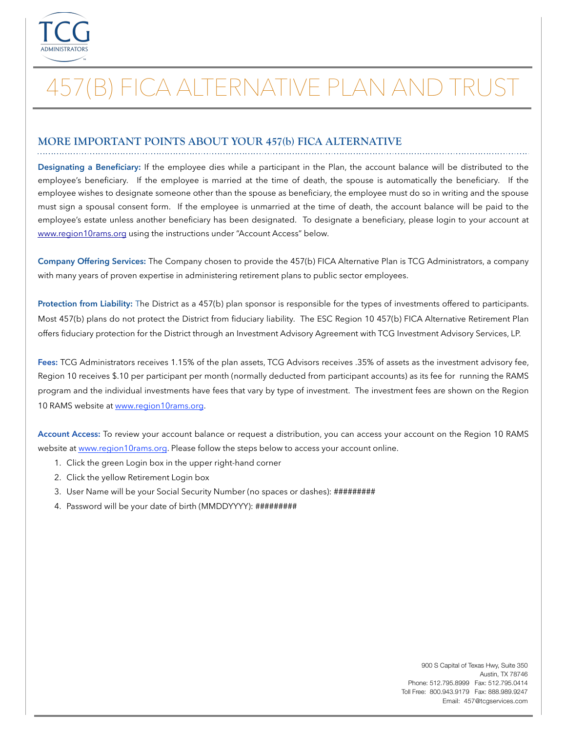# 457(B) FICA ALTERNATIVE PLAN AND TRUST

## MORE IMPORTANT POINTS ABOUT YOUR 457(b) FICA ALTERNATIVE

**Designating a Beneficiary:** If the employee dies while a participant in the Plan, the account balance will be distributed to the employee's beneficiary. If the employee is married at the time of death, the spouse is automatically the beneficiary. If the employee wishes to designate someone other than the spouse as beneficiary, the employee must do so in writing and the spouse must sign a spousal consent form. If the employee is unmarried at the time of death, the account balance will be paid to the employee's estate unless another beneficiary has been designated. To designate a beneficiary, please login to your account at www.region10rams.org using the instructions under "Account Access" below.

**Company Offering Services:** The Company chosen to provide the 457(b) FICA Alternative Plan is TCG Administrators, a company with many years of proven expertise in administering retirement plans to public sector employees.

**Protection from Liability:** The District as a 457(b) plan sponsor is responsible for the types of investments offered to participants. Most 457(b) plans do not protect the District from fiduciary liability. The ESC Region 10 457(b) FICA Alternative Retirement Plan offers fiduciary protection for the District through an Investment Advisory Agreement with TCG Investment Advisory Services, LP.

**Fees:** TCG Administrators receives 1.15% of the plan assets, TCG Advisors receives .35% of assets as the investment advisory fee, Region 10 receives $.10 per participant per month (normally deducted from participant accounts) as its fee for running the RAMS program and the individual investments have fees that vary by type of investment. The investment fees are shown on the Region 10 RAMS website at www.region10rams.org.

**Account Access:** To review your account balance or request a distribution, you can access your account on the Region 10 RAMS website at www.region10rams.org. Please follow the steps below to access your account online.

1. Click the green Login box in the upper right-hand corner
2. Click the yellow Retirement Login box
3. User Name will be your Social Security Number (no spaces or dashes): #########
4. Password will be your date of birth (MMDDYYYY): #########

900 S Capital of Texas Hwy, Suite 350
Austin, TX 78746
Phone: 512.795.8999 Fax: 512.795.0414
Toll Free: 800.943.9179 Fax: 888.989.9247
Email: 457@tcgservices.com